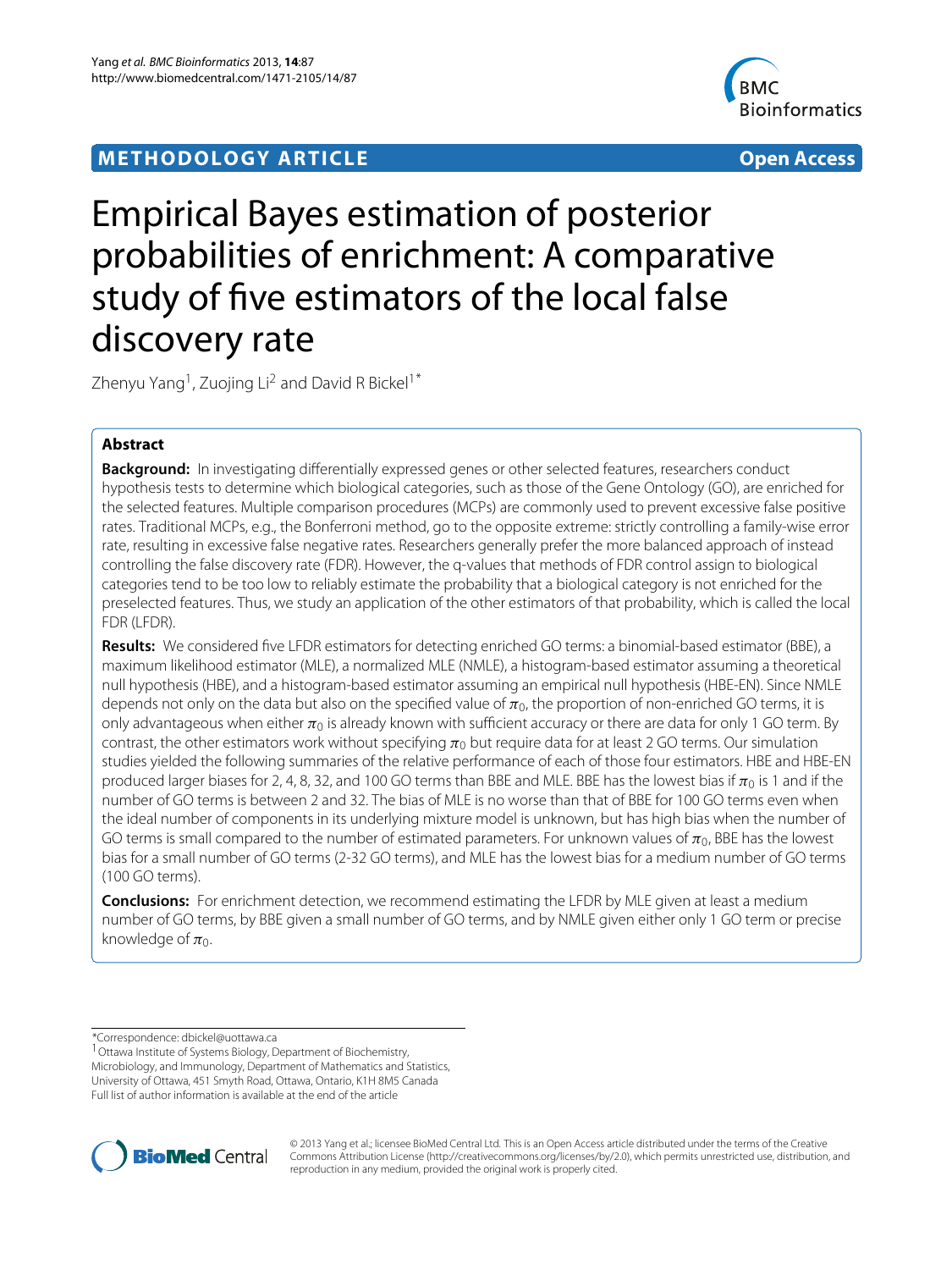**METHODOLOGY ARTICLE** **Open Access**

# Empirical Bayes estimation of posterior probabilities of enrichment: A comparative study of five estimators of the local false discovery rate

Zhenyu Yang[1], Zuojing Li[2] and David R Bickel[1*]

## Abstract

**Background:** In investigating differentially expressed genes or other selected features, researchers conduct hypothesis tests to determine which biological categories, such as those of the Gene Ontology (GO), are enriched for the selected features. Multiple comparison procedures (MCPs) are commonly used to prevent excessive false positive rates. Traditional MCPs, e.g., the Bonferroni method, go to the opposite extreme: strictly controlling a family-wise error rate, resulting in excessive false negative rates. Researchers generally prefer the more balanced approach of instead controlling the false discovery rate (FDR). However, the q-values that methods of FDR control assign to biological categories tend to be too low to reliably estimate the probability that a biological category is not enriched for the preselected features. Thus, we study an application of the other estimators of that probability, which is called the local FDR (LFDR).

**Results:** We considered five LFDR estimators for detecting enriched GO terms: a binomial-based estimator (BBE), a maximum likelihood estimator (MLE), a normalized MLE (NMLE), a histogram-based estimator assuming a theoretical null hypothesis (HBE), and a histogram-based estimator assuming an empirical null hypothesis (HBE-EN). Since NMLE depends not only on the data but also on the specified value of $\pi_0$, the proportion of non-enriched GO terms, it is only advantageous when either $\pi_0$ is already known with sufficient accuracy or there are data for only 1 GO term. By contrast, the other estimators work without specifying $\pi_0$ but require data for at least 2 GO terms. Our simulation studies yielded the following summaries of the relative performance of each of those four estimators. HBE and HBE-EN produced larger biases for 2, 4, 8, 32, and 100 GO terms than BBE and MLE. BBE has the lowest bias if $\pi_0$ is 1 and if the number of GO terms is between 2 and 32. The bias of MLE is no worse than that of BBE for 100 GO terms even when the ideal number of components in its underlying mixture model is unknown, but has high bias when the number of GO terms is small compared to the number of estimated parameters. For unknown values of $\pi_0$, BBE has the lowest bias for a small number of GO terms (2-32 GO terms), and MLE has the lowest bias for a medium number of GO terms (100 GO terms).

**Conclusions:** For enrichment detection, we recommend estimating the LFDR by MLE given at least a medium number of GO terms, by BBE given a small number of GO terms, and by NMLE given either only 1 GO term or precise knowledge of $\pi_0$.

---

*Correspondence: dbickel@uottawa.ca
[1] Ottawa Institute of Systems Biology, Department of Biochemistry, Microbiology, and Immunology, Department of Mathematics and Statistics, University of Ottawa, 451 Smyth Road, Ottawa, Ontario, K1H 8M5 Canada
Full list of author information is available at the end of the article

© 2013 Yang et al.; licensee BioMed Central Ltd. This is an Open Access article distributed under the terms of the Creative Commons Attribution License (http://creativecommons.org/licenses/by/2.0), which permits unrestricted use, distribution, and reproduction in any medium, provided the original work is properly cited.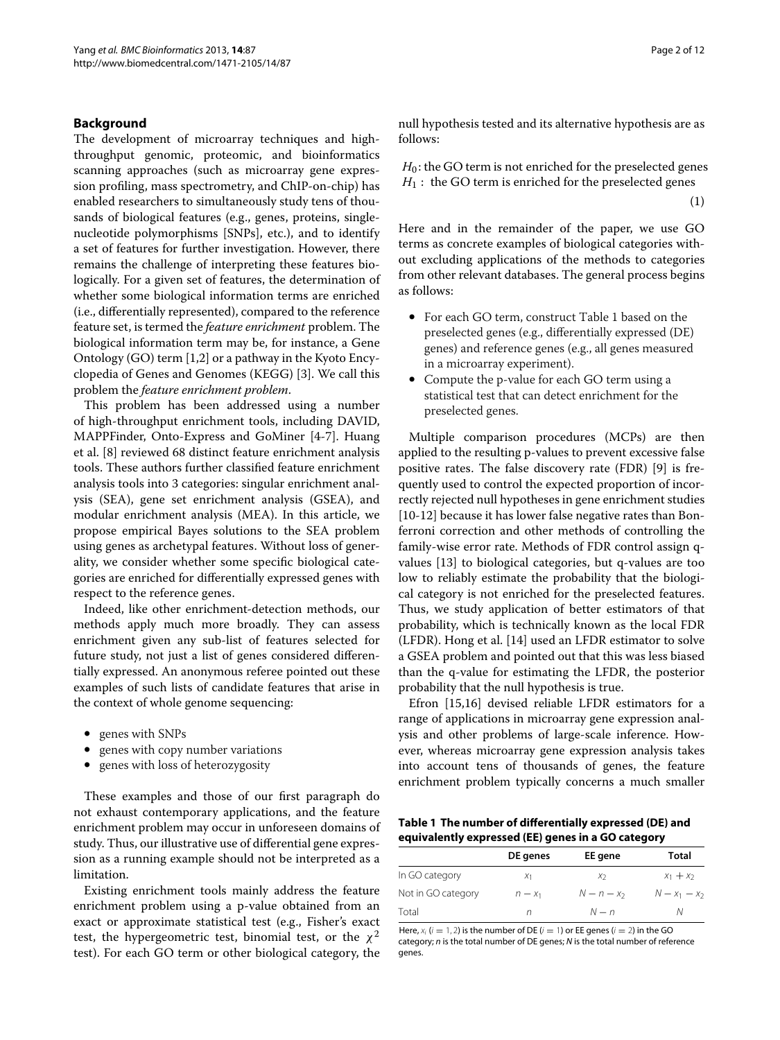## Background

The development of microarray techniques and high-throughput genomic, proteomic, and bioinformatics scanning approaches (such as microarray gene expression profiling, mass spectrometry, and ChIP-on-chip) has enabled researchers to simultaneously study tens of thousands of biological features (e.g., genes, proteins, single-nucleotide polymorphisms [SNPs], etc.), and to identify a set of features for further investigation. However, there remains the challenge of interpreting these features biologically. For a given set of features, the determination of whether some biological information terms are enriched (i.e., differentially represented), compared to the reference feature set, is termed the *feature enrichment* problem. The biological information term may be, for instance, a Gene Ontology (GO) term [1,2] or a pathway in the Kyoto Encyclopedia of Genes and Genomes (KEGG) [3]. We call this problem the *feature enrichment problem*.

This problem has been addressed using a number of high-throughput enrichment tools, including DAVID, MAPPFinder, Onto-Express and GoMiner [4-7]. Huang et al. [8] reviewed 68 distinct feature enrichment analysis tools. These authors further classified feature enrichment analysis tools into 3 categories: singular enrichment analysis (SEA), gene set enrichment analysis (GSEA), and modular enrichment analysis (MEA). In this article, we propose empirical Bayes solutions to the SEA problem using genes as archetypal features. Without loss of generality, we consider whether some specific biological categories are enriched for differentially expressed genes with respect to the reference genes.

Indeed, like other enrichment-detection methods, our methods apply much more broadly. They can assess enrichment given any sub-list of features selected for future study, not just a list of genes considered differentially expressed. An anonymous referee pointed out these examples of such lists of candidate features that arise in the context of whole genome sequencing:

- genes with SNPs
- genes with copy number variations
- genes with loss of heterozygosity

These examples and those of our first paragraph do not exhaust contemporary applications, and the feature enrichment problem may occur in unforeseen domains of study. Thus, our illustrative use of differential gene expression as a running example should not be interpreted as a limitation.

Existing enrichment tools mainly address the feature enrichment problem using a p-value obtained from an exact or approximate statistical test (e.g., Fisher's exact test, the hypergeometric test, binomial test, or the $\chi^2$ test). For each GO term or other biological category, the null hypothesis tested and its alternative hypothesis are as follows:

$$
\begin{aligned}
&H_0: \text{the GO term is not enriched for the preselected genes} \\
&H_1: \text{ the GO term is enriched for the preselected genes}
\end{aligned} \tag{1}
$$

Here and in the remainder of the paper, we use GO terms as concrete examples of biological categories without excluding applications of the methods to categories from other relevant databases. The general process begins as follows:

- For each GO term, construct Table 1 based on the preselected genes (e.g., differentially expressed (DE) genes) and reference genes (e.g., all genes measured in a microarray experiment).
- Compute the p-value for each GO term using a statistical test that can detect enrichment for the preselected genes.

Multiple comparison procedures (MCPs) are then applied to the resulting p-values to prevent excessive false positive rates. The false discovery rate (FDR) [9] is frequently used to control the expected proportion of incorrectly rejected null hypotheses in gene enrichment studies [10-12] because it has lower false negative rates than Bonferroni correction and other methods of controlling the family-wise error rate. Methods of FDR control assign q-values [13] to biological categories, but q-values are too low to reliably estimate the probability that the biological category is not enriched for the preselected features. Thus, we study application of better estimators of that probability, which is technically known as the local FDR (LFDR). Hong et al. [14] used an LFDR estimator to solve a GSEA problem and pointed out that this was less biased than the q-value for estimating the LFDR, the posterior probability that the null hypothesis is true.

Efron [15,16] devised reliable LFDR estimators for a range of applications in microarray gene expression analysis and other problems of large-scale inference. However, whereas microarray gene expression analysis takes into account tens of thousands of genes, the feature enrichment problem typically concerns a much smaller

**Table 1 The number of differentially expressed (DE) and equivalently expressed (EE) genes in a GO category**

| | DE genes | EE gene | Total |
|---|---|---|---|
| In GO category | $x_1$ | $x_2$ | $x_1 + x_2$ |
| Not in GO category | $n - x_1$ | $N - n - x_2$ | $N - x_1 - x_2$ |
| Total | $n$ | $N - n$ | $N$ |

Here, $x_i$ ($i = 1, 2$) is the number of DE ($i = 1$) or EE genes ($i = 2$) in the GO category; $n$ is the total number of DE genes; $N$ is the total number of reference genes.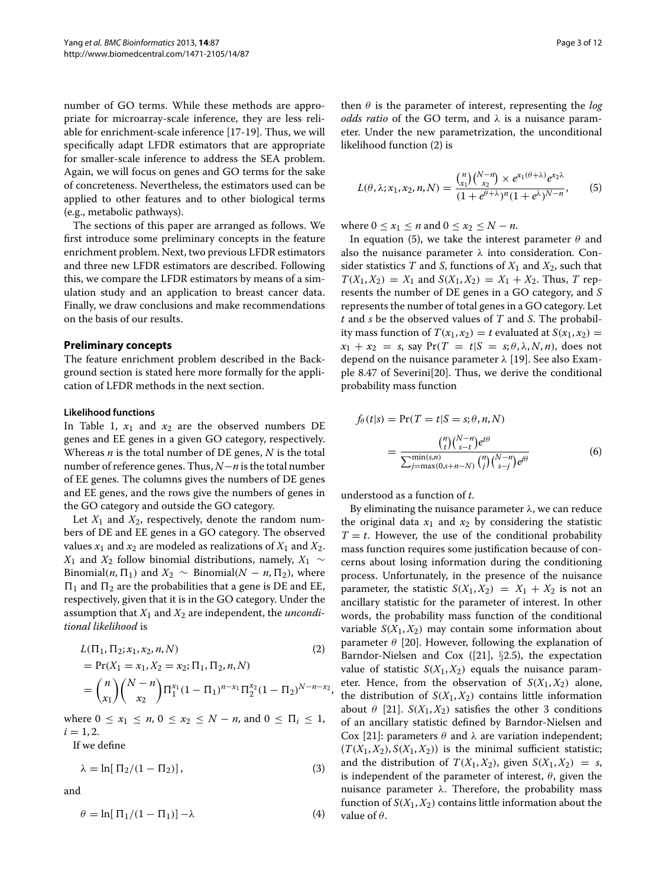number of GO terms. While these methods are appropriate for microarray-scale inference, they are less reliable for enrichment-scale inference [17-19]. Thus, we will specifically adapt LFDR estimators that are appropriate for smaller-scale inference to address the SEA problem. Again, we will focus on genes and GO terms for the sake of concreteness. Nevertheless, the estimators used can be applied to other features and to other biological terms (e.g., metabolic pathways).

The sections of this paper are arranged as follows. We first introduce some preliminary concepts in the feature enrichment problem. Next, two previous LFDR estimators and three new LFDR estimators are described. Following this, we compare the LFDR estimators by means of a simulation study and an application to breast cancer data. Finally, we draw conclusions and make recommendations on the basis of our results.

## Preliminary concepts

The feature enrichment problem described in the Background section is stated here more formally for the application of LFDR methods in the next section.

### Likelihood functions

In Table 1, $x_1$ and $x_2$ are the observed numbers DE genes and EE genes in a given GO category, respectively. Whereas $n$ is the total number of DE genes, $N$ is the total number of reference genes. Thus, $N-n$ is the total number of EE genes. The columns gives the numbers of DE genes and EE genes, and the rows give the numbers of genes in the GO category and outside the GO category.

Let $X_1$ and $X_2$, respectively, denote the random numbers of DE and EE genes in a GO category. The observed values $x_1$ and $x_2$ are modeled as realizations of $X_1$ and $X_2$. $X_1$ and $X_2$ follow binomial distributions, namely, $X_1 \sim \text{Binomial}(n, \Pi_1)$ and $X_2 \sim \text{Binomial}(N-n, \Pi_2)$, where $\Pi_1$ and $\Pi_2$ are the probabilities that a gene is DE and EE, respectively, given that it is in the GO category. Under the assumption that $X_1$ and $X_2$ are independent, the *unconditional likelihood* is

$$
\begin{aligned}
&L(\Pi_1, \Pi_2; x_1, x_2, n, N) \qquad (2)\\
&= \Pr(X_1 = x_1, X_2 = x_2; \Pi_1, \Pi_2, n, N)\\
&= \binom{n}{x_1}\binom{N-n}{x_2}\Pi_1^{x_1}(1-\Pi_1)^{n-x_1}\Pi_2^{x_2}(1-\Pi_2)^{N-n-x_2},
\end{aligned}
$$

where $0 \leq x_1 \leq n$, $0 \leq x_2 \leq N-n$, and $0 \leq \Pi_i \leq 1$, $i = 1, 2$.

If we define

$$
\lambda = \ln[\,\Pi_2/(1-\Pi_2)], \tag{3}
$$

and

$$
\theta = \ln[\,\Pi_1/(1-\Pi_1)] - \lambda \tag{4}
$$

then $\theta$ is the parameter of interest, representing the *log odds ratio* of the GO term, and $\lambda$ is a nuisance parameter. Under the new parametrization, the unconditional likelihood function (2) is

$$
L(\theta, \lambda; x_1, x_2, n, N) = \frac{\binom{n}{x_1}\binom{N-n}{x_2} \times e^{x_1(\theta+\lambda)}e^{x_2\lambda}}{(1+e^{\theta+\lambda})^n(1+e^{\lambda})^{N-n}}, \tag{5}
$$

where $0 \leq x_1 \leq n$ and $0 \leq x_2 \leq N-n$.

In equation (5), we take the interest parameter $\theta$ and also the nuisance parameter $\lambda$ into consideration. Consider statistics $T$ and $S$, functions of $X_1$ and $X_2$, such that $T(X_1, X_2) = X_1$ and $S(X_1, X_2) = X_1 + X_2$. Thus, $T$ represents the number of DE genes in a GO category, and $S$ represents the number of total genes in a GO category. Let $t$ and $s$ be the observed values of $T$ and $S$. The probability mass function of $T(x_1, x_2) = t$ evaluated at $S(x_1, x_2) = x_1 + x_2 = s$, say $\Pr(T = t | S = s; \theta, \lambda, N, n)$, does not depend on the nuisance parameter $\lambda$ [19]. See also Example 8.47 of Severini[20]. Thus, we derive the conditional probability mass function

$$
\begin{aligned}
f_\theta(t|s) &= \Pr(T = t | S = s; \theta, n, N)\\
&= \frac{\binom{n}{t}\binom{N-n}{s-t}e^{t\theta}}{\sum_{j=\max(0, s+n-N)}^{\min(s,n)}\binom{n}{j}\binom{N-n}{s-j}e^{j\theta}}
\end{aligned} \tag{6}
$$

understood as a function of $t$.

By eliminating the nuisance parameter $\lambda$, we can reduce the original data $x_1$ and $x_2$ by considering the statistic $T = t$. However, the use of the conditional probability mass function requires some justification because of concerns about losing information during the conditioning process. Unfortunately, in the presence of the nuisance parameter, the statistic $S(X_1, X_2) = X_1 + X_2$ is not an ancillary statistic for the parameter of interest. In other words, the probability mass function of the conditional variable $S(X_1, X_2)$ may contain some information about parameter $\theta$ [20]. However, following the explanation of Barndor-Nielsen and Cox ([21], §2.5), the expectation value of statistic $S(X_1, X_2)$ equals the nuisance parameter. Hence, from the observation of $S(X_1, X_2)$ alone, the distribution of $S(X_1, X_2)$ contains little information about $\theta$ [21]. $S(X_1, X_2)$ satisfies the other 3 conditions of an ancillary statistic defined by Barndor-Nielsen and Cox [21]: parameters $\theta$ and $\lambda$ are variation independent; $(T(X_1, X_2), S(X_1, X_2))$ is the minimal sufficient statistic; and the distribution of $T(X_1, X_2)$, given $S(X_1, X_2) = s$, is independent of the parameter of interest, $\theta$, given the nuisance parameter $\lambda$. Therefore, the probability mass function of $S(X_1, X_2)$ contains little information about the value of $\theta$.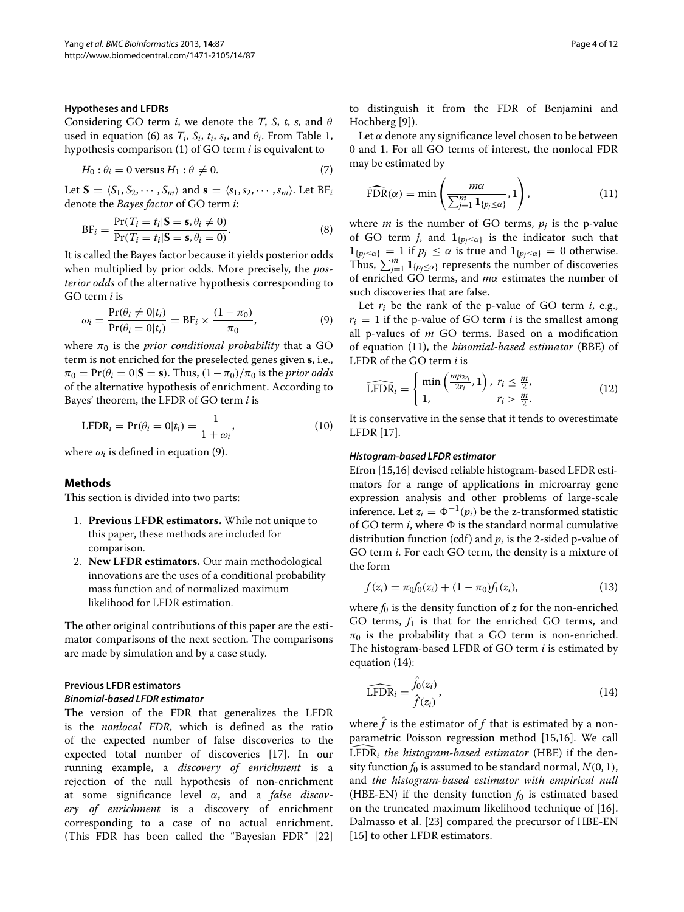#### Hypotheses and LFDRs

Considering GO term $i$, we denote the $T$, $S$, $t$, $s$, and $\theta$ used in equation (6) as $T_i$, $S_i$, $t_i$, $s_i$, and $\theta_i$. From Table 1, hypothesis comparison (1) of GO term $i$ is equivalent to

$$H_0 : \theta_i = 0 \text{ versus } H_1 : \theta \neq 0. \tag{7}$$

Let $\mathbf{S} = \langle S_1, S_2, \cdots, S_m \rangle$ and $\mathbf{s} = \langle s_1, s_2, \cdots, s_m \rangle$. Let $\text{BF}_i$ denote the *Bayes factor* of GO term $i$:

$$\text{BF}_i = \frac{\Pr(T_i = t_i | \mathbf{S} = \mathbf{s}, \theta_i \neq 0)}{\Pr(T_i = t_i | \mathbf{S} = \mathbf{s}, \theta_i = 0)}. \tag{8}$$

It is called the Bayes factor because it yields posterior odds when multiplied by prior odds. More precisely, the *posterior odds* of the alternative hypothesis corresponding to GO term $i$ is

$$\omega_i = \frac{\Pr(\theta_i \neq 0 | t_i)}{\Pr(\theta_i = 0 | t_i)} = \text{BF}_i \times \frac{(1 - \pi_0)}{\pi_0}, \tag{9}$$

where $\pi_0$ is the *prior conditional probability* that a GO term is not enriched for the preselected genes given $\mathbf{s}$, i.e., $\pi_0 = \Pr(\theta_i = 0 | \mathbf{S} = \mathbf{s})$. Thus, $(1 - \pi_0)/\pi_0$ is the *prior odds* of the alternative hypothesis of enrichment. According to Bayes' theorem, the LFDR of GO term $i$ is

$$\text{LFDR}_i = \Pr(\theta_i = 0 | t_i) = \frac{1}{1 + \omega_i}, \tag{10}$$

where $\omega_i$ is defined in equation (9).

## Methods

This section is divided into two parts:

1. **Previous LFDR estimators.** While not unique to this paper, these methods are included for comparison.
2. **New LFDR estimators.** Our main methodological innovations are the uses of a conditional probability mass function and of normalized maximum likelihood for LFDR estimation.

The other original contributions of this paper are the estimator comparisons of the next section. The comparisons are made by simulation and by a case study.

### Previous LFDR estimators

#### *Binomial-based LFDR estimator*

The version of the FDR that generalizes the LFDR is the *nonlocal FDR*, which is defined as the ratio of the expected number of false discoveries to the expected total number of discoveries [17]. In our running example, a *discovery of enrichment* is a rejection of the null hypothesis of non-enrichment at some significance level $\alpha$, and a *false discovery of enrichment* is a discovery of enrichment corresponding to a case of no actual enrichment. (This FDR has been called the "Bayesian FDR" [22] to distinguish it from the FDR of Benjamini and Hochberg [9]).

Let $\alpha$ denote any significance level chosen to be between 0 and 1. For all GO terms of interest, the nonlocal FDR may be estimated by

$$\widehat{\text{FDR}}(\alpha) = \min\left(\frac{m\alpha}{\sum_{j=1}^{m} \mathbf{1}_{\{p_j \leq \alpha\}}}, 1\right), \tag{11}$$

where $m$ is the number of GO terms, $p_j$ is the p-value of GO term $j$, and $\mathbf{1}_{\{p_j \leq \alpha\}}$ is the indicator such that $\mathbf{1}_{\{p_j \leq \alpha\}} = 1$ if $p_j \leq \alpha$ is true and $\mathbf{1}_{\{p_j \leq \alpha\}} = 0$ otherwise. Thus, $\sum_{j=1}^{m} \mathbf{1}_{\{p_j \leq \alpha\}}$ represents the number of discoveries of enriched GO terms, and $m\alpha$ estimates the number of such discoveries that are false.

Let $r_i$ be the rank of the p-value of GO term $i$, e.g., $r_i = 1$ if the p-value of GO term $i$ is the smallest among all p-values of $m$ GO terms. Based on a modification of equation (11), the *binomial-based estimator* (BBE) of LFDR of the GO term $i$ is

$$\widehat{\text{LFDR}}_i = \begin{cases} \min\left(\frac{m p_{2r_i}}{2r_i}, 1\right), & r_i \leq \frac{m}{2}, \\ 1, & r_i > \frac{m}{2}. \end{cases} \tag{12}$$

It is conservative in the sense that it tends to overestimate LFDR [17].

#### *Histogram-based LFDR estimator*

Efron [15,16] devised reliable histogram-based LFDR estimators for a range of applications in microarray gene expression analysis and other problems of large-scale inference. Let $z_i = \Phi^{-1}(p_i)$ be the z-transformed statistic of GO term $i$, where $\Phi$ is the standard normal cumulative distribution function (cdf) and $p_i$ is the 2-sided p-value of GO term $i$. For each GO term, the density is a mixture of the form

$$f(z_i) = \pi_0 f_0(z_i) + (1 - \pi_0) f_1(z_i), \tag{13}$$

where $f_0$ is the density function of $z$ for the non-enriched GO terms, $f_1$ is that for the enriched GO terms, and $\pi_0$ is the probability that a GO term is non-enriched. The histogram-based LFDR of GO term $i$ is estimated by equation (14):

$$\widehat{\text{LFDR}}_i = \frac{\hat{f}_0(z_i)}{\hat{f}(z_i)}, \tag{14}$$

where $\hat{f}$ is the estimator of $f$ that is estimated by a nonparametric Poisson regression method [15,16]. We call $\widehat{\text{LFDR}}_i$ *the histogram-based estimator* (HBE) if the density function $f_0$ is assumed to be standard normal, $N(0, 1)$, and *the histogram-based estimator with empirical null* (HBE-EN) if the density function $f_0$ is estimated based on the truncated maximum likelihood technique of [16]. Dalmasso et al. [23] compared the precursor of HBE-EN [15] to other LFDR estimators.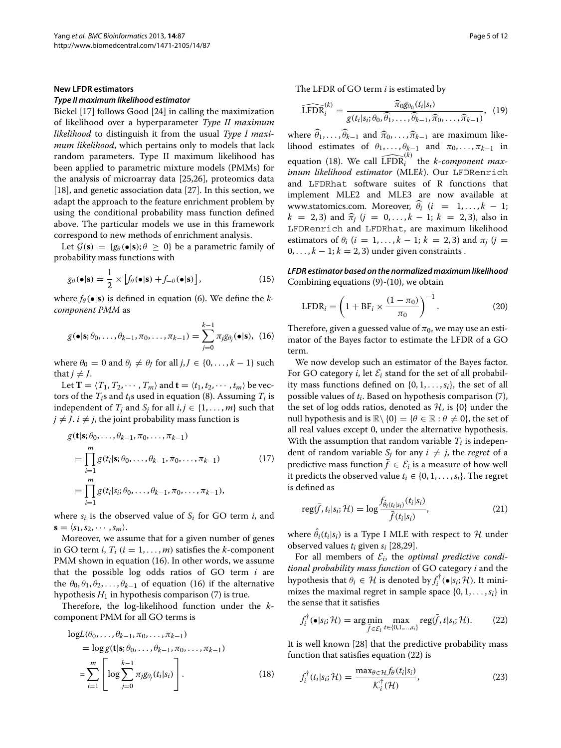### New LFDR estimators

#### *Type II maximum likelihood estimator*

Bickel [17] follows Good [24] in calling the maximization of likelihood over a hyperparameter *Type II maximum likelihood* to distinguish it from the usual *Type I maximum likelihood*, which pertains only to models that lack random parameters. Type II maximum likelihood has been applied to parametric mixture models (PMMs) for the analysis of microarray data [25,26], proteomics data [18], and genetic association data [27]. In this section, we adapt the approach to the feature enrichment problem by using the conditional probability mass function defined above. The particular models we use in this framework correspond to new methods of enrichment analysis.

Let $\mathcal{G}(\mathbf{s}) = \{g_\theta(\bullet|\mathbf{s}); \theta \geq 0\}$ be a parametric family of probability mass functions with

$$g_\theta(\bullet|\mathbf{s}) = \frac{1}{2} \times \left[f_\theta(\bullet|\mathbf{s}) + f_{-\theta}(\bullet|\mathbf{s})\right], \tag{15}$$

where $f_\theta(\bullet|\mathbf{s})$ is defined in equation (6). We define the *k-component PMM* as

$$g(\bullet|\mathbf{s}; \theta_0, \ldots, \theta_{k-1}, \pi_0, \ldots, \pi_{k-1}) = \sum_{j=0}^{k-1} \pi_j g_{\theta_j}(\bullet|\mathbf{s}), \tag{16}$$

where $\theta_0 = 0$ and $\theta_j \neq \theta_J$ for all $j, J \in \{0, \ldots, k-1\}$ such that $j \neq J$.

Let $\mathbf{T} = \langle T_1, T_2, \cdots, T_m\rangle$ and $\mathbf{t} = \langle t_1, t_2, \cdots, t_m\rangle$ be vectors of the $T_i$s and $t_i$s used in equation (8). Assuming $T_i$ is independent of $T_j$ and $S_j$ for all $i, j \in \{1, \ldots, m\}$ such that $j \neq J$. $i \neq j$, the joint probability mass function is

$$\begin{aligned} g(\mathbf{t}|\mathbf{s}; \theta_0, \ldots, \theta_{k-1}, \pi_0, \ldots, \pi_{k-1}) &= \prod_{i=1}^{m} g(t_i|\mathbf{s}; \theta_0, \ldots, \theta_{k-1}, \pi_0, \ldots, \pi_{k-1}) \\ &= \prod_{i=1}^{m} g(t_i|s_i; \theta_0, \ldots, \theta_{k-1}, \pi_0, \ldots, \pi_{k-1}), \end{aligned} \tag{17}$$

where $s_i$ is the observed value of $S_i$ for GO term $i$, and $\mathbf{s} = \langle s_1, s_2, \cdots, s_m\rangle$.

Moreover, we assume that for a given number of genes in GO term $i$, $T_i$ $(i = 1, \ldots, m)$ satisfies the $k$-component PMM shown in equation (16). In other words, we assume that the possible log odds ratios of GO term $i$ are the $\theta_0, \theta_1, \theta_2, \ldots, \theta_{k-1}$ of equation (16) if the alternative hypothesis $H_1$ in hypothesis comparison (7) is true.

Therefore, the log-likelihood function under the $k$-component PMM for all GO terms is

$$\begin{aligned} &\log L(\theta_0, \ldots, \theta_{k-1}, \pi_0, \ldots, \pi_{k-1}) \\ &= \log g(\mathbf{t}|\mathbf{s}; \theta_0, \ldots, \theta_{k-1}, \pi_0, \ldots, \pi_{k-1}) \\ &= \sum_{i=1}^{m} \left[\log \sum_{j=0}^{k-1} \pi_j g_{\theta_j}(t_i|s_i)\right]. \end{aligned} \tag{18}$$

The LFDR of GO term $i$ is estimated by

$$\widehat{\text{LFDR}}_i^{(k)} = \frac{\widehat{\pi}_0 g_{\theta_0}(t_i|s_i)}{g(t_i|s_i; \theta_0, \widehat{\theta}_1, \ldots, \widehat{\theta}_{k-1}, \widehat{\pi}_0, \ldots, \widehat{\pi}_{k-1})}, \tag{19}$$

where $\widehat{\theta}_1, \ldots, \widehat{\theta}_{k-1}$ and $\widehat{\pi}_0, \ldots, \widehat{\pi}_{k-1}$ are maximum likelihood estimates of $\theta_1, \ldots, \theta_{k-1}$ and $\pi_0, \ldots, \pi_{k-1}$ in equation (18). We call $\widehat{\text{LFDR}}_i^{(k)}$ the *k-component maximum likelihood estimator* (MLE*k*). Our LFDRenrich and LFDRhat software suites of R functions that implement MLE2 and MLE3 are now available at www.statomics.com. Moreover, $\widehat{\theta}_i$ $(i = 1, \ldots, k-1;$ $k = 2, 3)$ and $\widehat{\pi}_j$ $(j = 0, \ldots, k-1;$ $k = 2, 3)$, also in LFDRenrich and LFDRhat, are maximum likelihood estimators of $\theta_i$ $(i = 1, \ldots, k-1;$ $k = 2, 3)$ and $\pi_j$ $(j = 0, \ldots, k-1; k = 2, 3)$ under given constraints .

#### *LFDR estimator based on the normalized maximum likelihood*

Combining equations (9)-(10), we obtain

$$\text{LFDR}_i = \left(1 + \text{BF}_i \times \frac{(1 - \pi_0)}{\pi_0}\right)^{-1}. \tag{20}$$

Therefore, given a guessed value of $\pi_0$, we may use an estimator of the Bayes factor to estimate the LFDR of a GO term.

We now develop such an estimator of the Bayes factor. For GO category $i$, let $\mathcal{E}_i$ stand for the set of all probability mass functions defined on $\{0, 1, \ldots, s_i\}$, the set of all possible values of $t_i$. Based on hypothesis comparison (7), the set of log odds ratios, denoted as $\mathcal{H}$, is $\{0\}$ under the null hypothesis and is $\mathbb{R}\setminus\{0\} = \{\theta \in \mathbb{R} : \theta \neq 0\}$, the set of all real values except 0, under the alternative hypothesis. With the assumption that random variable $T_i$ is independent of random variable $S_j$ for any $i \neq j$, the *regret* of a predictive mass function $\bar{f} \in \mathcal{E}_i$ is a measure of how well it predicts the observed value $t_i \in \{0, 1, \ldots, s_i\}$. The regret is defined as

$$\text{reg}(\bar{f}, t_i|s_i; \mathcal{H}) = \log \frac{f_{\hat{\theta}_i(t_i|s_i)}(t_i|s_i)}{\bar{f}(t_i|s_i)}, \tag{21}$$

where $\hat{\theta}_i(t_i|s_i)$ is a Type I MLE with respect to $\mathcal{H}$ under observed values $t_i$ given $s_i$ [28,29].

For all members of $\mathcal{E}_i$, the *optimal predictive conditional probability mass function* of GO category $i$ and the hypothesis that $\theta_i \in \mathcal{H}$ is denoted by $f_i^\dagger(\bullet|s_i; \mathcal{H})$. It minimizes the maximal regret in sample space $\{0, 1, \ldots, s_i\}$ in the sense that it satisfies

$$f_i^\dagger(\bullet|s_i; \mathcal{H}) = \arg\min_{\bar{f} \in \mathcal{E}_i} \max_{t \in \{0,1,\ldots,s_i\}} \text{reg}(\bar{f}, t|s_i; \mathcal{H}). \tag{22}$$

It is well known [28] that the predictive probability mass function that satisfies equation (22) is

$$f_i^\dagger(t_i|s_i; \mathcal{H}) = \frac{\max_{\theta \in \mathcal{H}} f_\theta(t_i|s_i)}{\mathcal{K}_i^\dagger(\mathcal{H})}, \tag{23}$$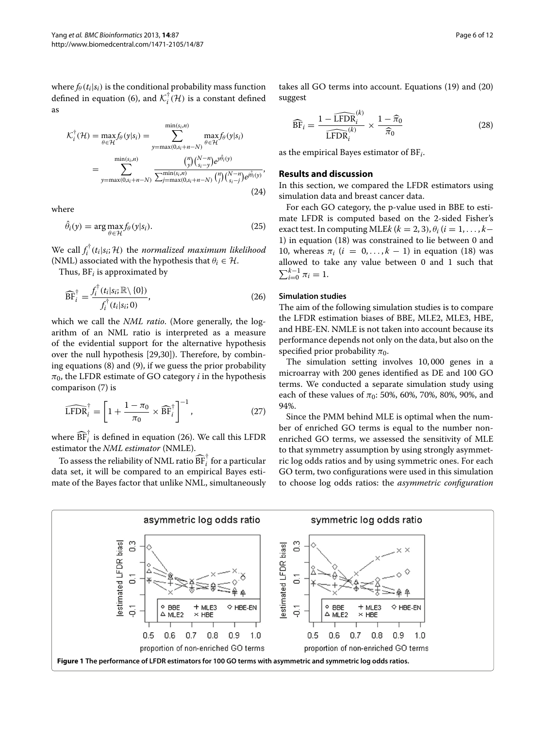where $f_\theta(t_i|s_i)$ is the conditional probability mass function defined in equation (6), and $\mathcal{K}_i^\dagger(\mathcal{H})$ is a constant defined as

$$\mathcal{K}_i^\dagger(\mathcal{H}) = \max_{\theta\in\mathcal{H}} f_\theta(y|s_i) = \sum_{y=\max(0,s_i+n-N)}^{\min(s_i,n)} \max_{\theta\in\mathcal{H}} f_\theta(y|s_i)$$
$$= \sum_{y=\max(0,s_i+n-N)}^{\min(s_i,n)} \frac{\binom{n}{y}\binom{N-n}{s_i-y} e^{y\hat{\theta}_i(y)}}{\sum_{j=\max(0,s_i+n-N)}^{\min(s_i,n)} \binom{n}{j}\binom{N-n}{s_i-j} e^{j\hat{\theta}_i(y)}}, \tag{24}$$

where

$$\hat{\theta}_i(y) = \arg\max_{\theta\in\mathcal{H}} f_\theta(y|s_i). \tag{25}$$

We call $f_i^\dagger(t_i|s_i;\mathcal{H})$ the *normalized maximum likelihood* (NML) associated with the hypothesis that $\theta_i \in \mathcal{H}$.

Thus, $\text{BF}_i$ is approximated by

$$\widehat{\text{BF}}_i^\dagger = \frac{f_i^\dagger(t_i|s_i;\mathbb{R}\setminus\{0\})}{f_i^\dagger(t_i|s_i;0)}, \tag{26}$$

which we call the *NML ratio*. (More generally, the logarithm of an NML ratio is interpreted as a measure of the evidential support for the alternative hypothesis over the null hypothesis [29,30]). Therefore, by combining equations (8) and (9), if we guess the prior probability $\pi_0$, the LFDR estimate of GO category $i$ in the hypothesis comparison (7) is

$$\widehat{\text{LFDR}}_i^\dagger = \left[1 + \frac{1-\pi_0}{\pi_0} \times \widehat{\text{BF}}_i^\dagger\right]^{-1}, \tag{27}$$

where $\widehat{\text{BF}}_i^\dagger$ is defined in equation (26). We call this LFDR estimator the *NML estimator* (NMLE).

To assess the reliability of NML ratio $\widehat{\text{BF}}_i^\dagger$ for a particular data set, it will be compared to an empirical Bayes estimate of the Bayes factor that unlike NML, simultaneously takes all GO terms into account. Equations (19) and (20) suggest

$$\widehat{\text{BF}}_i = \frac{1-\widehat{\text{LFDR}}_i^{(k)}}{\widehat{\text{LFDR}}_i^{(k)}} \times \frac{1-\widehat{\pi}_0}{\widehat{\pi}_0} \tag{28}$$

as the empirical Bayes estimator of $\text{BF}_i$.

## Results and discussion

In this section, we compared the LFDR estimators using simulation data and breast cancer data.

For each GO category, the p-value used in BBE to estimate LFDR is computed based on the 2-sided Fisher's exact test. In computing MLE$k$ ($k = 2, 3$), $\theta_i$ ($i = 1, \ldots, k-1$) in equation (18) was constrained to lie between 0 and 10, whereas $\pi_i$ ($i = 0, \ldots, k-1$) in equation (18) was allowed to take any value between 0 and 1 such that $\sum_{i=0}^{k-1} \pi_i = 1$.

### Simulation studies

The aim of the following simulation studies is to compare the LFDR estimation biases of BBE, MLE2, MLE3, HBE, and HBE-EN. NMLE is not taken into account because its performance depends not only on the data, but also on the specified prior probability $\pi_0$.

The simulation setting involves 10,000 genes in a microarray with 200 genes identified as DE and 100 GO terms. We conducted a separate simulation study using each of these values of $\pi_0$: 50%, 60%, 70%, 80%, 90%, and 94%.

Since the PMM behind MLE is optimal when the number of enriched GO terms is equal to the number non-enriched GO terms, we assessed the sensitivity of MLE to that symmetry assumption by using strongly asymmetric log odds ratios and by using symmetric ones. For each GO term, two configurations were used in this simulation to choose log odds ratios: the *asymmetric configuration*

**Figure 1 The performance of LFDR estimators for 100 GO terms with asymmetric and symmetric log odds ratios.**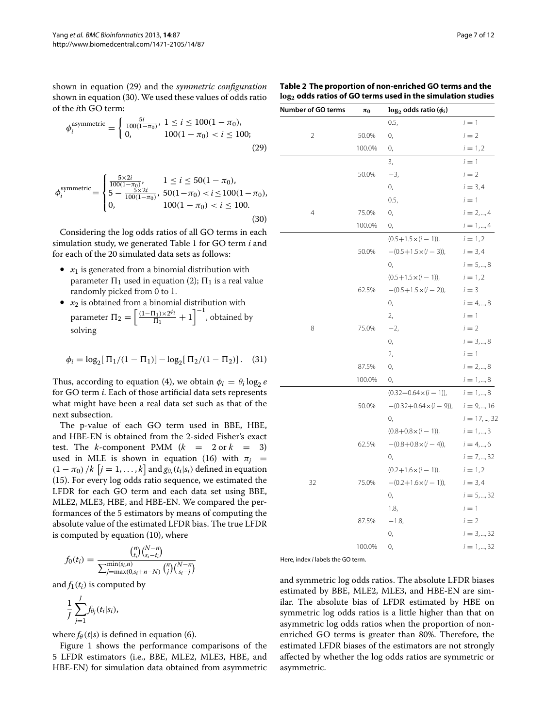shown in equation (29) and the *symmetric configuration* shown in equation (30). We used these values of odds ratio of the *i*th GO term:

$$\phi_i^{\text{asymmetric}} = \begin{cases} \frac{5i}{100(1-\pi_0)}, & 1 \le i \le 100(1-\pi_0), \\ 0, & 100(1-\pi_0) < i \le 100; \end{cases} \tag{29}$$

$$\phi_i^{\text{symmetric}} = \begin{cases} \frac{5\times 2i}{100(1-\pi_0)}, & 1 \le i \le 50(1-\pi_0), \\ 5 - \frac{5\times 2i}{100(1-\pi_0)}, & 50(1-\pi_0) < i \le 100(1-\pi_0), \\ 0, & 100(1-\pi_0) < i \le 100. \end{cases} \tag{30}$$

Considering the log odds ratios of all GO terms in each simulation study, we generated Table 1 for GO term *i* and for each of the 20 simulated data sets as follows:

- $x_1$ is generated from a binomial distribution with parameter $\Pi_1$ used in equation (2); $\Pi_1$ is a real value randomly picked from 0 to 1.
- $x_2$ is obtained from a binomial distribution with parameter $\Pi_2 = \left[\frac{(1-\Pi_1)\times 2^{\phi_i}}{\Pi_1} + 1\right]^{-1}$, obtained by solving

$$\phi_i = \log_2[\,\Pi_1/(1-\Pi_1)] - \log_2[\,\Pi_2/(1-\Pi_2)]\,. \tag{31}$$

Thus, according to equation (4), we obtain $\phi_i = \theta_i \log_2 e$ for GO term *i*. Each of those artificial data sets represents what might have been a real data set such as that of the next subsection.

The p-value of each GO term used in BBE, HBE, and HBE-EN is obtained from the 2-sided Fisher's exact test. The *k*-component PMM ($k = 2$ or $k = 3$) used in MLE is shown in equation (16) with $\pi_j = (1-\pi_0)/k \; [j = 1, \ldots, k]$ and $g_{\theta_i}(t_i|s_i)$ defined in equation (15). For every log odds ratio sequence, we estimated the LFDR for each GO term and each data set using BBE, MLE2, MLE3, HBE, and HBE-EN. We compared the performances of the 5 estimators by means of computing the absolute value of the estimated LFDR bias. The true LFDR is computed by equation (10), where

$$f_0(t_i) = \frac{\binom{n}{t_i}\binom{N-n}{s_i-t_i}}{\sum_{j=\max(0,s_i+n-N)}^{\min(s_i,n)} \binom{n}{j}\binom{N-n}{s_i-j}}$$

and $f_1(t_i)$ is computed by

$$\frac{1}{J}\sum_{j=1}^{J} f_{\theta_j}(t_i|s_i),$$

where $f_\theta(t|s)$ is defined in equation (6).

Figure 1 shows the performance comparisons of the 5 LFDR estimators (i.e., BBE, MLE2, MLE3, HBE, and HBE-EN) for simulation data obtained from asymmetric and symmetric log odds ratios. The absolute LFDR biases estimated by BBE, MLE2, MLE3, and HBE-EN are similar. The absolute bias of LFDR estimated by HBE on symmetric log odds ratios is a little higher than that on asymmetric log odds ratios when the proportion of non-enriched GO terms is greater than 80%. Therefore, the estimated LFDR biases of the estimators are not strongly affected by whether the log odds ratios are symmetric or asymmetric.

**Table 2 The proportion of non-enriched GO terms and the $\log_2$ odds ratios of GO terms used in the simulation studies**

| Number of GO terms | $\pi_0$ | $\log_2$ odds ratio ($\phi_i$) | |
|---|---|---|---|
| 2 | 50.0% | 0.5, | $i = 1$ |
| | | 0, | $i = 2$ |
| | 100.0% | 0, | $i = 1, 2$ |
| 4 | 50.0% | 3, | $i = 1$ |
| | | $-3$, | $i = 2$ |
| | | 0, | $i = 3, 4$ |
| | 75.0% | 0.5, | $i = 1$ |
| | | 0, | $i = 2, \ldots, 4$ |
| | 100.0% | 0, | $i = 1, \ldots, 4$ |
| 8 | 50.0% | $(0.5+1.5\times(i-1))$, | $i = 1, 2$ |
| | | $-(0.5+1.5\times(i-3))$, | $i = 3, 4$ |
| | | 0, | $i = 5, \ldots, 8$ |
| | 62.5% | $(0.5+1.5\times(i-1))$, | $i = 1, 2$ |
| | | $-(0.5+1.5\times(i-2))$, | $i = 3$ |
| | | 0, | $i = 4, \ldots, 8$ |
| | 75.0% | 2, | $i = 1$ |
| | | $-2$, | $i = 2$ |
| | | 0, | $i = 3, \ldots, 8$ |
| | 87.5% | 2, | $i = 1$ |
| | | 0, | $i = 2, \ldots, 8$ |
| | 100.0% | 0, | $i = 1, \ldots, 8$ |
| 32 | 50.0% | $(0.32+0.64\times(i-1))$, | $i = 1, \ldots, 8$ |
| | | $-(0.32+0.64\times(i-9))$, | $i = 9, \ldots, 16$ |
| | | 0, | $i = 17, \ldots, 32$ |
| | 62.5% | $(0.8+0.8\times(i-1))$, | $i = 1, \ldots, 3$ |
| | | $-(0.8+0.8\times(i-4))$, | $i = 4, \ldots, 6$ |
| | | 0, | $i = 7, \ldots, 32$ |
| | 75.0% | $(0.2+1.6\times(i-1))$, | $i = 1, 2$ |
| | | $-(0.2+1.6\times(i-1))$, | $i = 3, 4$ |
| | | 0, | $i = 5, \ldots, 32$ |
| | 87.5% | 1.8, | $i = 1$ |
| | | $-1.8$, | $i = 2$ |
| | | 0, | $i = 3, \ldots, 32$ |
| | 100.0% | 0, | $i = 1, \ldots, 32$ |

Here, index *i* labels the GO term.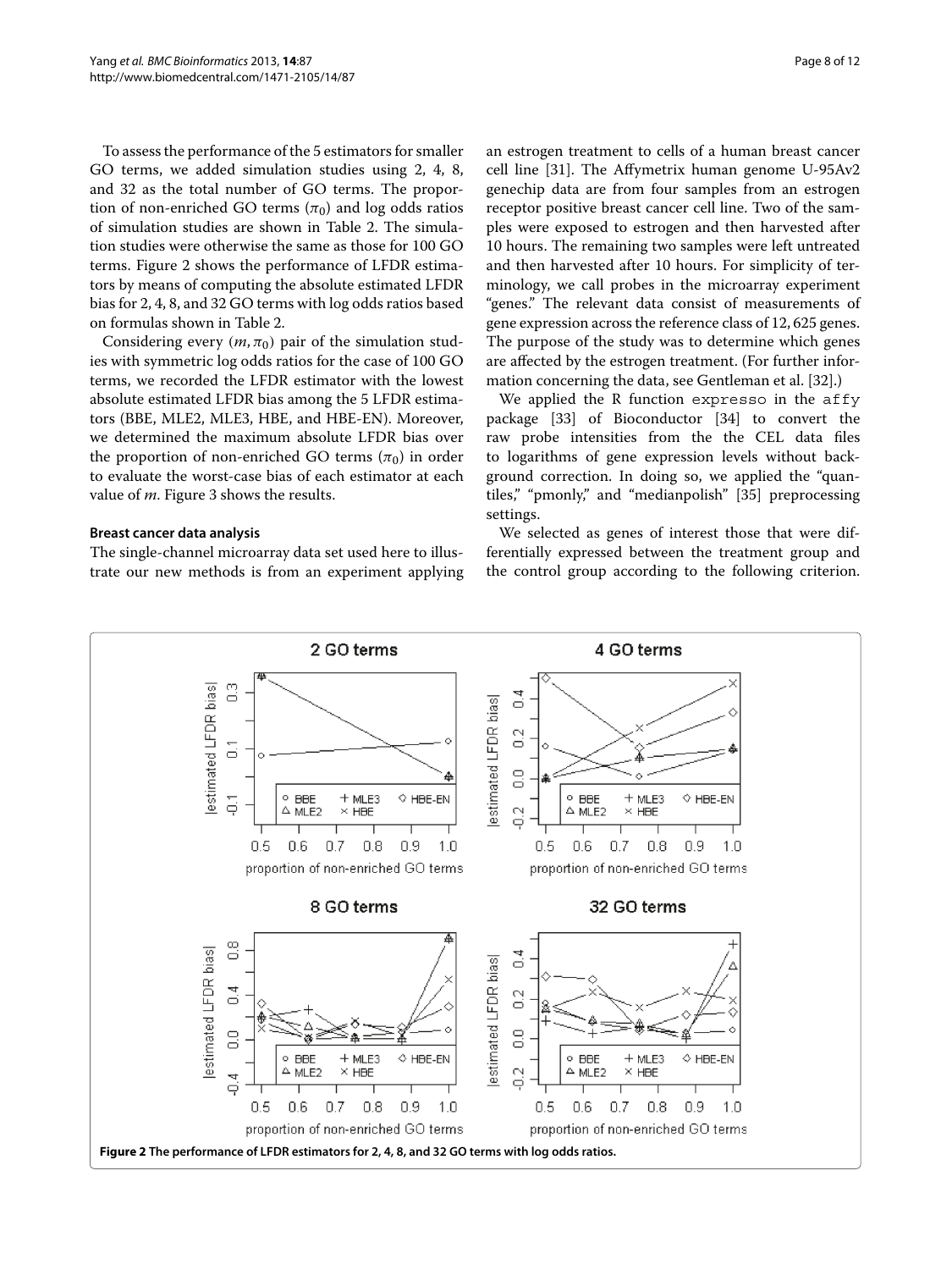To assess the performance of the 5 estimators for smaller GO terms, we added simulation studies using 2, 4, 8, and 32 as the total number of GO terms. The proportion of non-enriched GO terms ($\pi_0$) and log odds ratios of simulation studies are shown in Table 2. The simulation studies were otherwise the same as those for 100 GO terms. Figure 2 shows the performance of LFDR estimators by means of computing the absolute estimated LFDR bias for 2, 4, 8, and 32 GO terms with log odds ratios based on formulas shown in Table 2.

Considering every $(m, \pi_0)$ pair of the simulation studies with symmetric log odds ratios for the case of 100 GO terms, we recorded the LFDR estimator with the lowest absolute estimated LFDR bias among the 5 LFDR estimators (BBE, MLE2, MLE3, HBE, and HBE-EN). Moreover, we determined the maximum absolute LFDR bias over the proportion of non-enriched GO terms ($\pi_0$) in order to evaluate the worst-case bias of each estimator at each value of $m$. Figure 3 shows the results.

### Breast cancer data analysis

The single-channel microarray data set used here to illustrate our new methods is from an experiment applying an estrogen treatment to cells of a human breast cancer cell line [31]. The Affymetrix human genome U-95Av2 genechip data are from four samples from an estrogen receptor positive breast cancer cell line. Two of the samples were exposed to estrogen and then harvested after 10 hours. The remaining two samples were left untreated and then harvested after 10 hours. For simplicity of terminology, we call probes in the microarray experiment "genes." The relevant data consist of measurements of gene expression across the reference class of 12, 625 genes. The purpose of the study was to determine which genes are affected by the estrogen treatment. (For further information concerning the data, see Gentleman et al. [32].)

We applied the R function `expresso` in the `affy` package [33] of Bioconductor [34] to convert the raw probe intensities from the the CEL data files to logarithms of gene expression levels without background correction. In doing so, we applied the "quantiles," "pmonly," and "medianpolish" [35] preprocessing settings.

We selected as genes of interest those that were differentially expressed between the treatment group and the control group according to the following criterion.

**Figure 2 The performance of LFDR estimators for 2, 4, 8, and 32 GO terms with log odds ratios.**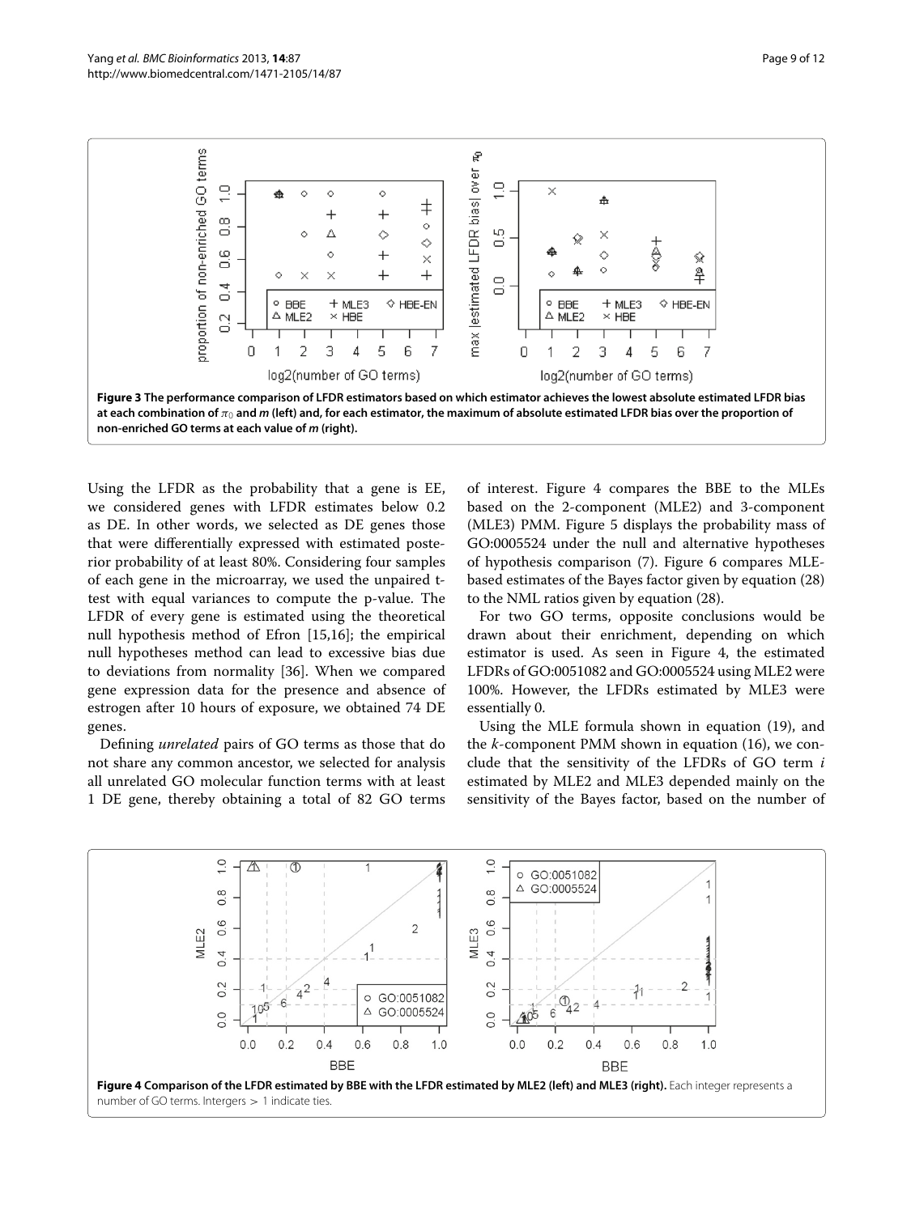**Figure 3 The performance comparison of LFDR estimators based on which estimator achieves the lowest absolute estimated LFDR bias at each combination of $\pi_0$ and $m$ (left) and, for each estimator, the maximum of absolute estimated LFDR bias over the proportion of non-enriched GO terms at each value of $m$ (right).**

Using the LFDR as the probability that a gene is EE, we considered genes with LFDR estimates below 0.2 as DE. In other words, we selected as DE genes those that were differentially expressed with estimated posterior probability of at least 80%. Considering four samples of each gene in the microarray, we used the unpaired t-test with equal variances to compute the p-value. The LFDR of every gene is estimated using the theoretical null hypothesis method of Efron [15,16]; the empirical null hypotheses method can lead to excessive bias due to deviations from normality [36]. When we compared gene expression data for the presence and absence of estrogen after 10 hours of exposure, we obtained 74 DE genes.

Defining *unrelated* pairs of GO terms as those that do not share any common ancestor, we selected for analysis all unrelated GO molecular function terms with at least 1 DE gene, thereby obtaining a total of 82 GO terms of interest. Figure 4 compares the BBE to the MLEs based on the 2-component (MLE2) and 3-component (MLE3) PMM. Figure 5 displays the probability mass of GO:0005524 under the null and alternative hypotheses of hypothesis comparison (7). Figure 6 compares MLE-based estimates of the Bayes factor given by equation (28) to the NML ratios given by equation (28).

For two GO terms, opposite conclusions would be drawn about their enrichment, depending on which estimator is used. As seen in Figure 4, the estimated LFDRs of GO:0051082 and GO:0005524 using MLE2 were 100%. However, the LFDRs estimated by MLE3 were essentially 0.

Using the MLE formula shown in equation (19), and the $k$-component PMM shown in equation (16), we conclude that the sensitivity of the LFDRs of GO term $i$ estimated by MLE2 and MLE3 depended mainly on the sensitivity of the Bayes factor, based on the number of

**Figure 4 Comparison of the LFDR estimated by BBE with the LFDR estimated by MLE2 (left) and MLE3 (right).** Each integer represents a number of GO terms. Intergers > 1 indicate ties.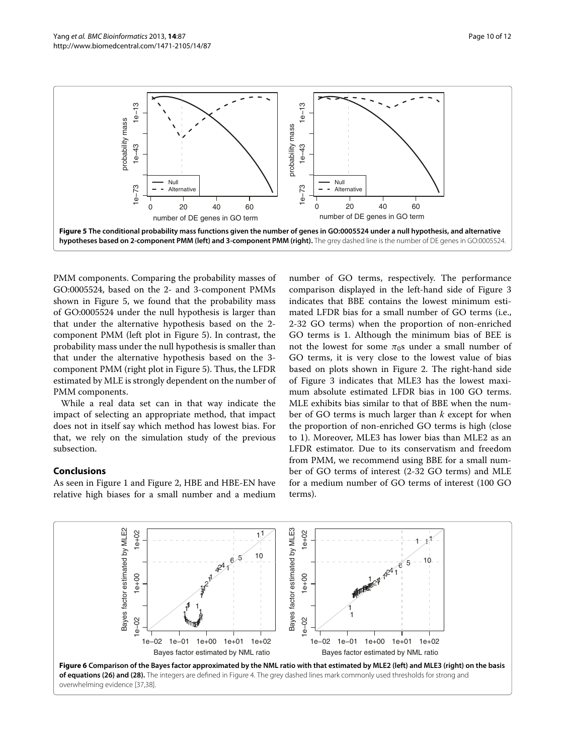**Figure 5 The conditional probability mass functions given the number of genes in GO:0005524 under a null hypothesis, and alternative hypotheses based on 2-component PMM (left) and 3-component PMM (right).** The grey dashed line is the number of DE genes in GO:0005524.

PMM components. Comparing the probability masses of GO:0005524, based on the 2- and 3-component PMMs shown in Figure 5, we found that the probability mass of GO:0005524 under the null hypothesis is larger than that under the alternative hypothesis based on the 2-component PMM (left plot in Figure 5). In contrast, the probability mass under the null hypothesis is smaller than that under the alternative hypothesis based on the 3-component PMM (right plot in Figure 5). Thus, the LFDR estimated by MLE is strongly dependent on the number of PMM components.

While a real data set can in that way indicate the impact of selecting an appropriate method, that impact does not in itself say which method has lowest bias. For that, we rely on the simulation study of the previous subsection.

## Conclusions

As seen in Figure 1 and Figure 2, HBE and HBE-EN have relative high biases for a small number and a medium number of GO terms, respectively. The performance comparison displayed in the left-hand side of Figure 3 indicates that BBE contains the lowest minimum estimated LFDR bias for a small number of GO terms (i.e., 2-32 GO terms) when the proportion of non-enriched GO terms is 1. Although the minimum bias of BEE is not the lowest for some $\pi_0$s under a small number of GO terms, it is very close to the lowest value of bias based on plots shown in Figure 2. The right-hand side of Figure 3 indicates that MLE3 has the lowest maximum absolute estimated LFDR bias in 100 GO terms. MLE exhibits bias similar to that of BBE when the number of GO terms is much larger than $k$ except for when the proportion of non-enriched GO terms is high (close to 1). Moreover, MLE3 has lower bias than MLE2 as an LFDR estimator. Due to its conservatism and freedom from PMM, we recommend using BBE for a small number of GO terms of interest (2-32 GO terms) and MLE for a medium number of GO terms of interest (100 GO terms).

**Figure 6 Comparison of the Bayes factor approximated by the NML ratio with that estimated by MLE2 (left) and MLE3 (right) on the basis of equations (26) and (28).** The integers are defined in Figure 4. The grey dashed lines mark commonly used thresholds for strong and overwhelming evidence [37,38].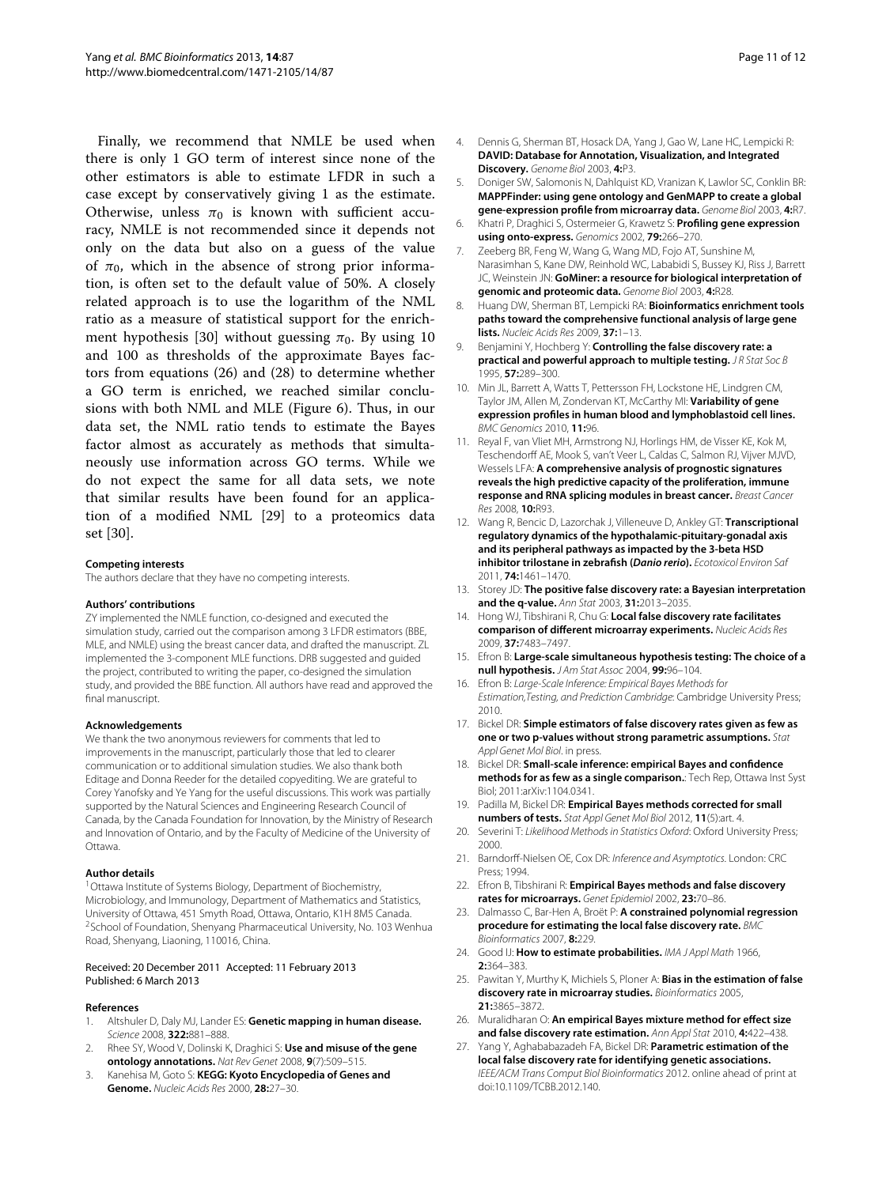Finally, we recommend that NMLE be used when there is only 1 GO term of interest since none of the other estimators is able to estimate LFDR in such a case except by conservatively giving 1 as the estimate. Otherwise, unless $\pi_0$ is known with sufficient accuracy, NMLE is not recommended since it depends not only on the data but also on a guess of the value of $\pi_0$, which in the absence of strong prior information, is often set to the default value of 50%. A closely related approach is to use the logarithm of the NML ratio as a measure of statistical support for the enrichment hypothesis [30] without guessing $\pi_0$. By using 10 and 100 as thresholds of the approximate Bayes factors from equations (26) and (28) to determine whether a GO term is enriched, we reached similar conclusions with both NML and MLE (Figure 6). Thus, in our data set, the NML ratio tends to estimate the Bayes factor almost as accurately as methods that simultaneously use information across GO terms. While we do not expect the same for all data sets, we note that similar results have been found for an application of a modified NML [29] to a proteomics data set [30].

#### Competing interests

The authors declare that they have no competing interests.

#### Authors' contributions

ZY implemented the NMLE function, co-designed and executed the simulation study, carried out the comparison among 3 LFDR estimators (BBE, MLE, and NMLE) using the breast cancer data, and drafted the manuscript. ZL implemented the 3-component MLE functions. DRB suggested and guided the project, contributed to writing the paper, co-designed the simulation study, and provided the BBE function. All authors have read and approved the final manuscript.

#### Acknowledgements

We thank the two anonymous reviewers for comments that led to improvements in the manuscript, particularly those that led to clearer communication or to additional simulation studies. We also thank both Editage and Donna Reeder for the detailed copyediting. We are grateful to Corey Yanofsky and Ye Yang for the useful discussions. This work was partially supported by the Natural Sciences and Engineering Research Council of Canada, by the Canada Foundation for Innovation, by the Ministry of Research and Innovation of Ontario, and by the Faculty of Medicine of the University of Ottawa.

#### Author details

[1]Ottawa Institute of Systems Biology, Department of Biochemistry, Microbiology, and Immunology, Department of Mathematics and Statistics, University of Ottawa, 451 Smyth Road, Ottawa, Ontario, K1H 8M5 Canada. [2]School of Foundation, Shenyang Pharmaceutical University, No. 103 Wenhua Road, Shenyang, Liaoning, 110016, China.

Received: 20 December 2011 Accepted: 11 February 2013
Published: 6 March 2013

#### References

1. Altshuler D, Daly MJ, Lander ES: **Genetic mapping in human disease.** *Science* 2008, **322:**881–888.
2. Rhee SY, Wood V, Dolinski K, Draghici S: **Use and misuse of the gene ontology annotations.** *Nat Rev Genet* 2008, **9**(7):509–515.
3. Kanehisa M, Goto S: **KEGG: Kyoto Encyclopedia of Genes and Genome.** *Nucleic Acids Res* 2000, **28:**27–30.
4. Dennis G, Sherman BT, Hosack DA, Yang J, Gao W, Lane HC, Lempicki R: **DAVID: Database for Annotation, Visualization, and Integrated Discovery.** *Genome Biol* 2003, **4:**P3.
5. Doniger SW, Salomonis N, Dahlquist KD, Vranizan K, Lawlor SC, Conklin BR: **MAPPFinder: using gene ontology and GenMAPP to create a global gene-expression profile from microarray data.** *Genome Biol* 2003, **4:**R7.
6. Khatri P, Draghici S, Ostermeier G, Krawetz S: **Profiling gene expression using onto-express.** *Genomics* 2002, **79:**266–270.
7. Zeeberg BR, Feng W, Wang G, Wang MD, Fojo AT, Sunshine M, Narasimhan S, Kane DW, Reinhold WC, Lababidi S, Bussey KJ, Riss J, Barrett JC, Weinstein JN: **GoMiner: a resource for biological interpretation of genomic and proteomic data.** *Genome Biol* 2003, **4:**R28.
8. Huang DW, Sherman BT, Lempicki RA: **Bioinformatics enrichment tools paths toward the comprehensive functional analysis of large gene lists.** *Nucleic Acids Res* 2009, **37:**1–13.
9. Benjamini Y, Hochberg Y: **Controlling the false discovery rate: a practical and powerful approach to multiple testing.** *J R Stat Soc B* 1995, **57:**289–300.
10. Min JL, Barrett A, Watts T, Pettersson FH, Lockstone HE, Lindgren CM, Taylor JM, Allen M, Zondervan KT, McCarthy MI: **Variability of gene expression profiles in human blood and lymphoblastoid cell lines.** *BMC Genomics* 2010, **11:**96.
11. Reyal F, van Vliet MH, Armstrong NJ, Horlings HM, de Visser KE, Kok M, Teschendorff AE, Mook S, van't Veer L, Caldas C, Salmon RJ, Vijver MJVD, Wessels LFA: **A comprehensive analysis of prognostic signatures reveals the high predictive capacity of the proliferation, immune response and RNA splicing modules in breast cancer.** *Breast Cancer Res* 2008, **10:**R93.
12. Wang R, Bencic D, Lazorchak J, Villeneuve D, Ankley GT: **Transcriptional regulatory dynamics of the hypothalamic-pituitary-gonadal axis and its peripheral pathways as impacted by the 3-beta HSD inhibitor trilostane in zebrafish (*Danio rerio*).** *Ecotoxicol Environ Saf* 2011, **74:**1461–1470.
13. Storey JD: **The positive false discovery rate: a Bayesian interpretation and the q-value.** *Ann Stat* 2003, **31:**2013–2035.
14. Hong WJ, Tibshirani R, Chu G: **Local false discovery rate facilitates comparison of different microarray experiments.** *Nucleic Acids Res* 2009, **37:**7483–7497.
15. Efron B: **Large-scale simultaneous hypothesis testing: The choice of a null hypothesis.** *J Am Stat Assoc* 2004, **99:**96–104.
16. Efron B: *Large-Scale Inference: Empirical Bayes Methods for Estimation,Testing, and Prediction Cambridge*: Cambridge University Press; 2010.
17. Bickel DR: **Simple estimators of false discovery rates given as few as one or two p-values without strong parametric assumptions.** *Stat Appl Genet Mol Biol*. in press.
18. Bickel DR: **Small-scale inference: empirical Bayes and confidence methods for as few as a single comparison.**: Tech Rep, Ottawa Inst Syst Biol; 2011:arXiv:1104.0341.
19. Padilla M, Bickel DR: **Empirical Bayes methods corrected for small numbers of tests.** *Stat Appl Genet Mol Biol* 2012, **11**(5):art. 4.
20. Severini T: *Likelihood Methods in Statistics Oxford*: Oxford University Press; 2000.
21. Barndorff-Nielsen OE, Cox DR: *Inference and Asymptotics*. London: CRC Press; 1994.
22. Efron B, Tibshirani R: **Empirical Bayes methods and false discovery rates for microarrays.** *Genet Epidemiol* 2002, **23:**70–86.
23. Dalmasso C, Bar-Hen A, Broët P: **A constrained polynomial regression procedure for estimating the local false discovery rate.** *BMC Bioinformatics* 2007, **8:**229.
24. Good IJ: **How to estimate probabilities.** *IMA J Appl Math* 1966, **2:**364–383.
25. Pawitan Y, Murthy K, Michiels S, Ploner A: **Bias in the estimation of false discovery rate in microarray studies.** *Bioinformatics* 2005, **21:**3865–3872.
26. Muralidharan O: **An empirical Bayes mixture method for effect size and false discovery rate estimation.** *Ann Appl Stat* 2010, **4:**422–438.
27. Yang Y, Aghababazadeh FA, Bickel DR: **Parametric estimation of the local false discovery rate for identifying genetic associations.** *IEEE/ACM Trans Comput Biol Bioinformatics* 2012. online ahead of print at doi:10.1109/TCBB.2012.140.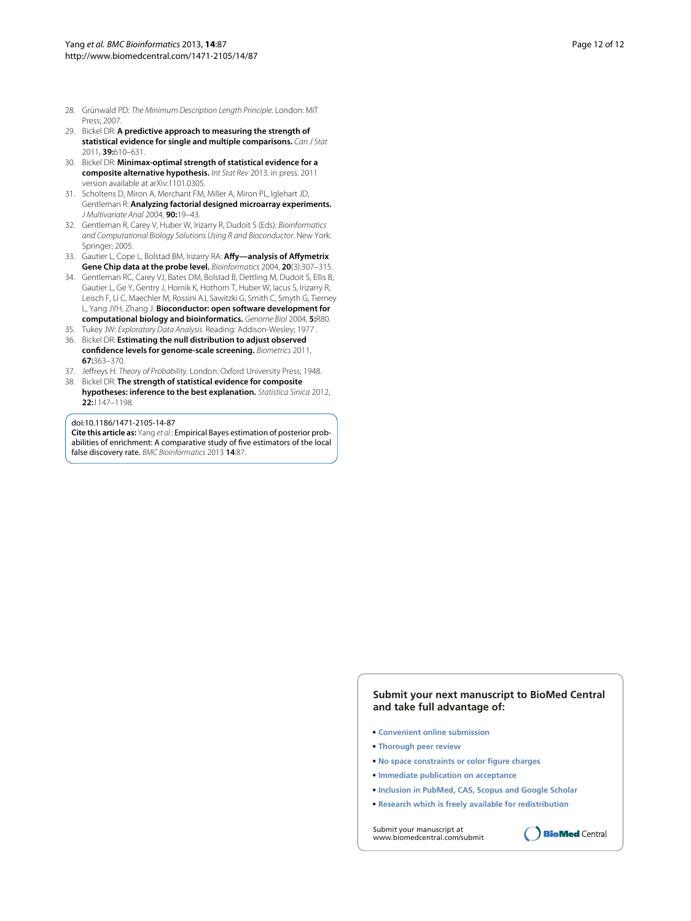28. Grünwald PD: *The Minimum Description Length Principle*. London: MIT Press; 2007.
29. Bickel DR: **A predictive approach to measuring the strength of statistical evidence for single and multiple comparisons.** *Can J Stat* 2011, **39:**610–631.
30. Bickel DR: **Minimax-optimal strength of statistical evidence for a composite alternative hypothesis.** *Int Stat Rev* 2013. in press. 2011 version available at arXiv:1101.0305.
31. Scholtens D, Miron A, Merchant FM, Miller A, Miron PL, Iglehart JD, Gentleman R: **Analyzing factorial designed microarray experiments.** *J Multivariate Anal* 2004, **90:**19–43.
32. Gentleman R, Carey V, Huber W, Irizarry R, Dudoit S (Eds): *Bioinformatics and Computational Biology Solutions Using R and Bioconductor*. New York: Springer; 2005.
33. Gautier L, Cope L, Bolstad BM, Irizarry RA: **Affy—analysis of Affymetrix Gene Chip data at the probe level.** *Bioinformatics* 2004, **20**(3):307–315.
34. Gentleman RC, Carey VJ, Bates DM, Bolstad B, Dettling M, Dudoit S, Ellis B, Gautier L, Ge Y, Gentry J, Hornik K, Hothorn T, Huber W, Iacus S, Irizarry R, Leisch F, Li C, Maechler M, Rossini AJ, Sawitzki G, Smith C, Smyth G, Tierney L, Yang JYH, Zhang J: **Bioconductor: open software development for computational biology and bioinformatics.** *Genome Biol* 2004, **5:**R80.
35. Tukey JW: *Exploratory Data Analysis*. Reading: Addison-Wesley; 1977 .
36. Bickel DR: **Estimating the null distribution to adjust observed confidence levels for genome-scale screening.** *Biometrics* 2011, **67:**363–370.
37. Jeffreys H: *Theory of Probability*. London: Oxford University Press; 1948.
38. Bickel DR: **The strength of statistical evidence for composite hypotheses: inference to the best explanation.** *Statistica Sinica* 2012, **22:**1147–1198.

doi:10.1186/1471-2105-14-87

**Cite this article as:** Yang *et al.*: Empirical Bayes estimation of posterior probabilities of enrichment: A comparative study of five estimators of the local false discovery rate. *BMC Bioinformatics* 2013 **14**:87.

**Submit your next manuscript to BioMed Central and take full advantage of:**

- **Convenient online submission**
- **Thorough peer review**
- **No space constraints or color figure charges**
- **Immediate publication on acceptance**
- **Inclusion in PubMed, CAS, Scopus and Google Scholar**
- **Research which is freely available for redistribution**

Submit your manuscript at
www.biomedcentral.com/submit

BioMed Central